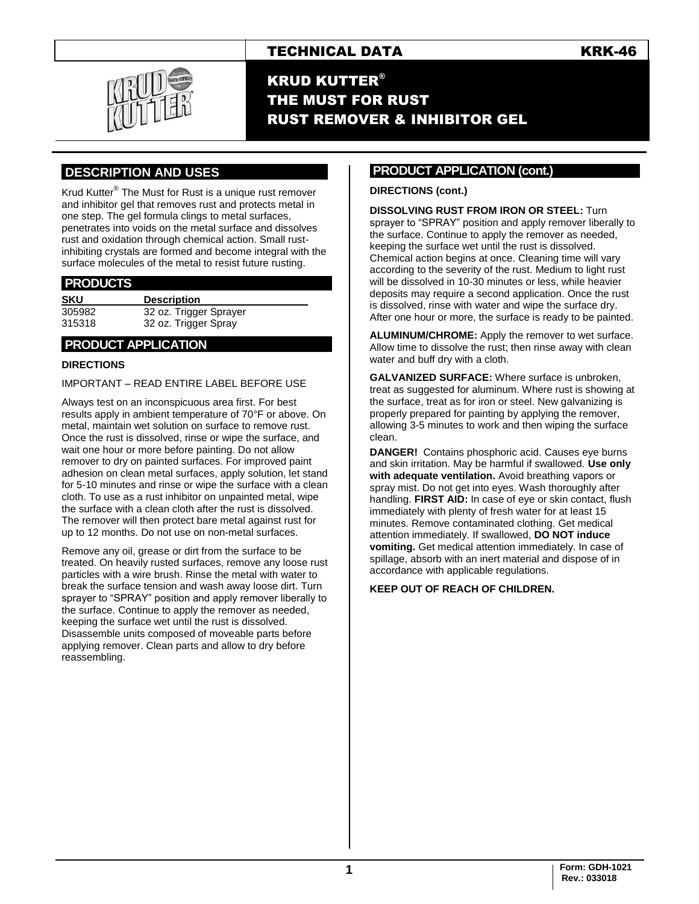TECHNICAL DATA KRK-46

# KRUD KUTTER®
# THE MUST FOR RUST
# RUST REMOVER & INHIBITOR GEL

## DESCRIPTION AND USES

Krud Kutter® The Must for Rust is a unique rust remover and inhibitor gel that removes rust and protects metal in one step. The gel formula clings to metal surfaces, penetrates into voids on the metal surface and dissolves rust and oxidation through chemical action. Small rust-inhibiting crystals are formed and become integral with the surface molecules of the metal to resist future rusting.

## PRODUCTS

| SKU | Description |
|---|---|
| 305982 | 32 oz. Trigger Sprayer |
| 315318 | 32 oz. Trigger Spray |

## PRODUCT APPLICATION

**DIRECTIONS**

IMPORTANT – READ ENTIRE LABEL BEFORE USE

Always test on an inconspicuous area first. For best results apply in ambient temperature of 70°F or above. On metal, maintain wet solution on surface to remove rust. Once the rust is dissolved, rinse or wipe the surface, and wait one hour or more before painting. Do not allow remover to dry on painted surfaces. For improved paint adhesion on clean metal surfaces, apply solution, let stand for 5-10 minutes and rinse or wipe the surface with a clean cloth. To use as a rust inhibitor on unpainted metal, wipe the surface with a clean cloth after the rust is dissolved. The remover will then protect bare metal against rust for up to 12 months. Do not use on non-metal surfaces.

Remove any oil, grease or dirt from the surface to be treated. On heavily rusted surfaces, remove any loose rust particles with a wire brush. Rinse the metal with water to break the surface tension and wash away loose dirt. Turn sprayer to "SPRAY" position and apply remover liberally to the surface. Continue to apply the remover as needed, keeping the surface wet until the rust is dissolved. Disassemble units composed of moveable parts before applying remover. Clean parts and allow to dry before reassembling.

## PRODUCT APPLICATION (cont.)

**DIRECTIONS (cont.)**

**DISSOLVING RUST FROM IRON OR STEEL:** Turn sprayer to "SPRAY" position and apply remover liberally to the surface. Continue to apply the remover as needed, keeping the surface wet until the rust is dissolved. Chemical action begins at once. Cleaning time will vary according to the severity of the rust. Medium to light rust will be dissolved in 10-30 minutes or less, while heavier deposits may require a second application. Once the rust is dissolved, rinse with water and wipe the surface dry. After one hour or more, the surface is ready to be painted.

**ALUMINUM/CHROME:** Apply the remover to wet surface. Allow time to dissolve the rust; then rinse away with clean water and buff dry with a cloth.

**GALVANIZED SURFACE:** Where surface is unbroken, treat as suggested for aluminum. Where rust is showing at the surface, treat as for iron or steel. New galvanizing is properly prepared for painting by applying the remover, allowing 3-5 minutes to work and then wiping the surface clean.

**DANGER!** Contains phosphoric acid. Causes eye burns and skin irritation. May be harmful if swallowed. **Use only with adequate ventilation.** Avoid breathing vapors or spray mist. Do not get into eyes. Wash thoroughly after handling. **FIRST AID:** In case of eye or skin contact, flush immediately with plenty of fresh water for at least 15 minutes. Remove contaminated clothing. Get medical attention immediately. If swallowed, **DO NOT induce vomiting.** Get medical attention immediately. In case of spillage, absorb with an inert material and dispose of in accordance with applicable regulations.

**KEEP OUT OF REACH OF CHILDREN.**

Form: GDH-1021
Rev.: 033018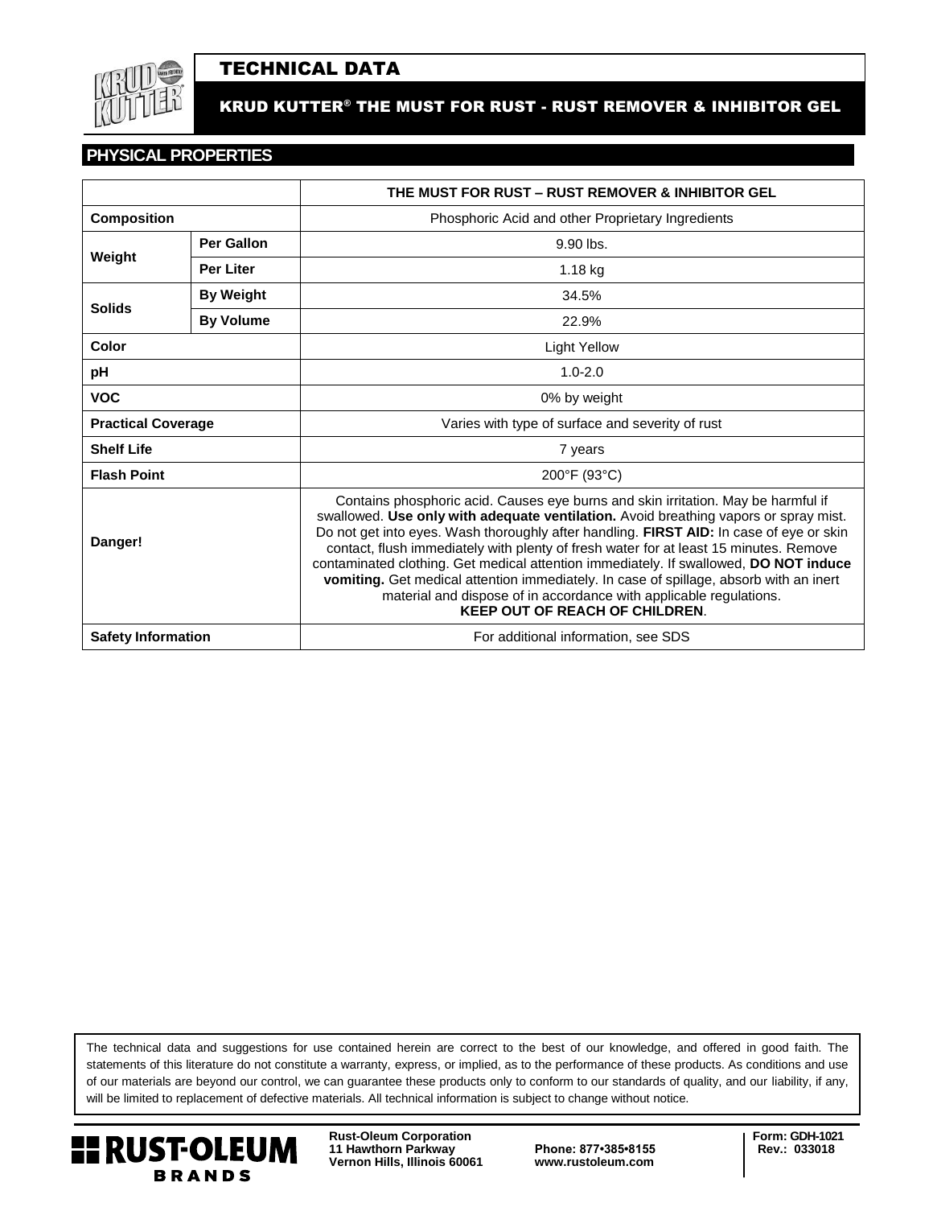# TECHNICAL DATA

## KRUD KUTTER® THE MUST FOR RUST - RUST REMOVER & INHIBITOR GEL

## PHYSICAL PROPERTIES

| | | THE MUST FOR RUST – RUST REMOVER & INHIBITOR GEL |
|---|---|---|
| **Composition** | | Phosphoric Acid and other Proprietary Ingredients |
| **Weight** | **Per Gallon** | 9.90 lbs. |
| | **Per Liter** | 1.18 kg |
| **Solids** | **By Weight** | 34.5% |
| | **By Volume** | 22.9% |
| **Color** | | Light Yellow |
| **pH** | | 1.0-2.0 |
| **VOC** | | 0% by weight |
| **Practical Coverage** | | Varies with type of surface and severity of rust |
| **Shelf Life** | | 7 years |
| **Flash Point** | | 200°F (93°C) |
| **Danger!** | | Contains phosphoric acid. Causes eye burns and skin irritation. May be harmful if swallowed. **Use only with adequate ventilation.** Avoid breathing vapors or spray mist. Do not get into eyes. Wash thoroughly after handling. **FIRST AID:** In case of eye or skin contact, flush immediately with plenty of fresh water for at least 15 minutes. Remove contaminated clothing. Get medical attention immediately. If swallowed, **DO NOT induce vomiting.** Get medical attention immediately. In case of spillage, absorb with an inert material and dispose of in accordance with applicable regulations. **KEEP OUT OF REACH OF CHILDREN**. |
| **Safety Information** | | For additional information, see SDS |

The technical data and suggestions for use contained herein are correct to the best of our knowledge, and offered in good faith. The statements of this literature do not constitute a warranty, express, or implied, as to the performance of these products. As conditions and use of our materials are beyond our control, we can guarantee these products only to conform to our standards of quality, and our liability, if any, will be limited to replacement of defective materials. All technical information is subject to change without notice.

RUST-OLEUM BRANDS

**Rust-Oleum Corporation**
**11 Hawthorn Parkway**
**Vernon Hills, Illinois 60061**

**Phone: 877•385•8155**
**www.rustoleum.com**

**Form: GDH-1021**
**Rev.: 033018**